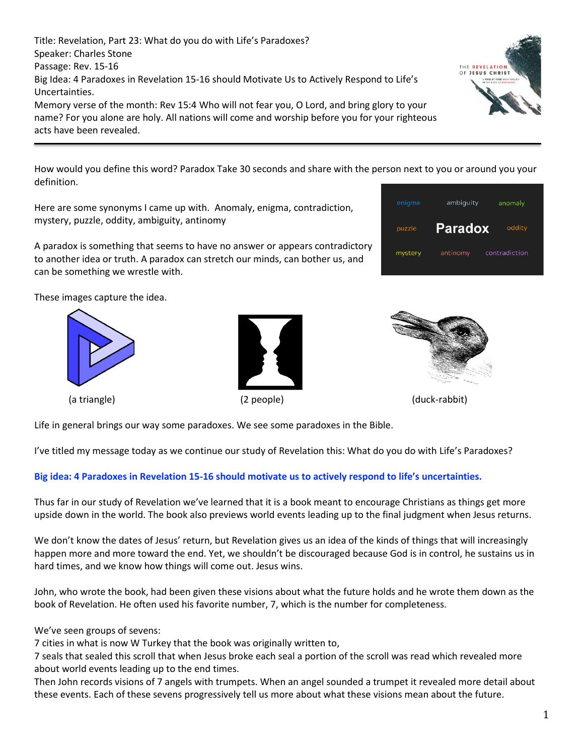Title: Revelation, Part 23: What do you do with Life's Paradoxes?
Speaker: Charles Stone
Passage: Rev. 15-16
Big Idea: 4 Paradoxes in Revelation 15-16 should Motivate Us to Actively Respond to Life's Uncertainties.
Memory verse of the month: Rev 15:4 Who will not fear you, O Lord, and bring glory to your name? For you alone are holy. All nations will come and worship before you for your righteous acts have been revealed.

---

How would you define this word? Paradox Take 30 seconds and share with the person next to you or around you your definition.

Here are some synonyms I came up with. Anomaly, enigma, contradiction, mystery, puzzle, oddity, ambiguity, antinomy

enigma ambiguity anomaly
puzzle **Paradox** oddity
mystery antinomy contradiction

A paradox is something that seems to have no answer or appears contradictory to another idea or truth. A paradox can stretch our minds, can bother us, and can be something we wrestle with.

These images capture the idea.

(a triangle)

(2 people)

(duck-rabbit)

Life in general brings our way some paradoxes. We see some paradoxes in the Bible.

I've titled my message today as we continue our study of Revelation this: What do you do with Life's Paradoxes?

**Big idea: 4 Paradoxes in Revelation 15-16 should motivate us to actively respond to life's uncertainties.**

Thus far in our study of Revelation we've learned that it is a book meant to encourage Christians as things get more upside down in the world. The book also previews world events leading up to the final judgment when Jesus returns.

We don't know the dates of Jesus' return, but Revelation gives us an idea of the kinds of things that will increasingly happen more and more toward the end. Yet, we shouldn't be discouraged because God is in control, he sustains us in hard times, and we know how things will come out. Jesus wins.

John, who wrote the book, had been given these visions about what the future holds and he wrote them down as the book of Revelation. He often used his favorite number, 7, which is the number for completeness.

We've seen groups of sevens:
7 cities in what is now W Turkey that the book was originally written to,
7 seals that sealed this scroll that when Jesus broke each seal a portion of the scroll was read which revealed more about world events leading up to the end times.
Then John records visions of 7 angels with trumpets. When an angel sounded a trumpet it revealed more detail about these events. Each of these sevens progressively tell us more about what these visions mean about the future.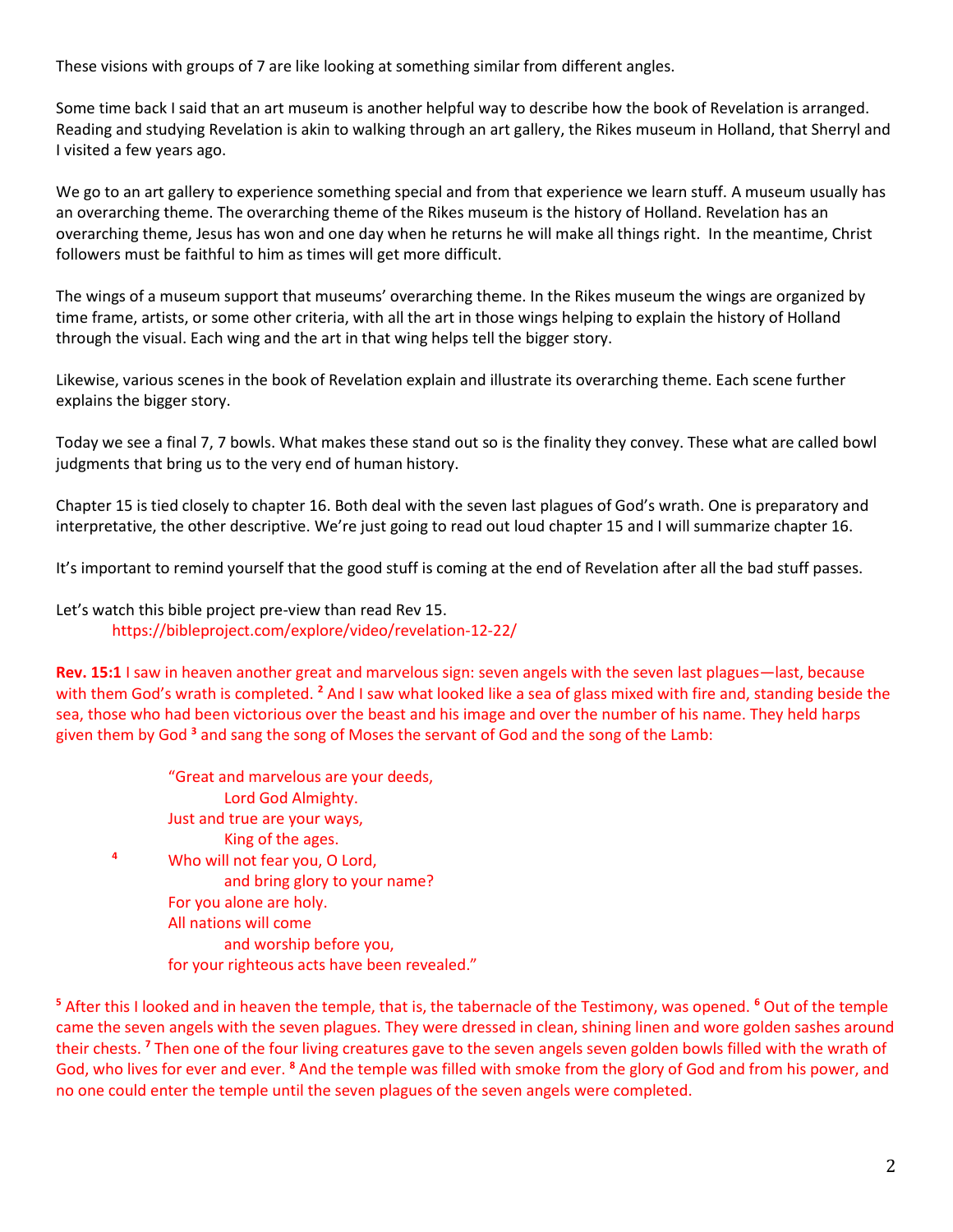These visions with groups of 7 are like looking at something similar from different angles.

Some time back I said that an art museum is another helpful way to describe how the book of Revelation is arranged. Reading and studying Revelation is akin to walking through an art gallery, the Rikes museum in Holland, that Sherryl and I visited a few years ago.

We go to an art gallery to experience something special and from that experience we learn stuff. A museum usually has an overarching theme. The overarching theme of the Rikes museum is the history of Holland. Revelation has an overarching theme, Jesus has won and one day when he returns he will make all things right. In the meantime, Christ followers must be faithful to him as times will get more difficult.

The wings of a museum support that museums' overarching theme. In the Rikes museum the wings are organized by time frame, artists, or some other criteria, with all the art in those wings helping to explain the history of Holland through the visual. Each wing and the art in that wing helps tell the bigger story.

Likewise, various scenes in the book of Revelation explain and illustrate its overarching theme. Each scene further explains the bigger story.

Today we see a final 7, 7 bowls. What makes these stand out so is the finality they convey. These what are called bowl judgments that bring us to the very end of human history.

Chapter 15 is tied closely to chapter 16. Both deal with the seven last plagues of God's wrath. One is preparatory and interpretative, the other descriptive. We're just going to read out loud chapter 15 and I will summarize chapter 16.

It's important to remind yourself that the good stuff is coming at the end of Revelation after all the bad stuff passes.

Let's watch this bible project pre-view than read Rev 15.

https://bibleproject.com/explore/video/revelation-12-22/

**Rev. 15:1** I saw in heaven another great and marvelous sign: seven angels with the seven last plagues—last, because with them God's wrath is completed. [2] And I saw what looked like a sea of glass mixed with fire and, standing beside the sea, those who had been victorious over the beast and his image and over the number of his name. They held harps given them by God [3] and sang the song of Moses the servant of God and the song of the Lamb:

> "Great and marvelous are your deeds,
> Lord God Almighty.
> Just and true are your ways,
> King of the ages.
> [4] Who will not fear you, O Lord,
> and bring glory to your name?
> For you alone are holy.
> All nations will come
> and worship before you,
> for your righteous acts have been revealed."

[5] After this I looked and in heaven the temple, that is, the tabernacle of the Testimony, was opened. [6] Out of the temple came the seven angels with the seven plagues. They were dressed in clean, shining linen and wore golden sashes around their chests. [7] Then one of the four living creatures gave to the seven angels seven golden bowls filled with the wrath of God, who lives for ever and ever. [8] And the temple was filled with smoke from the glory of God and from his power, and no one could enter the temple until the seven plagues of the seven angels were completed.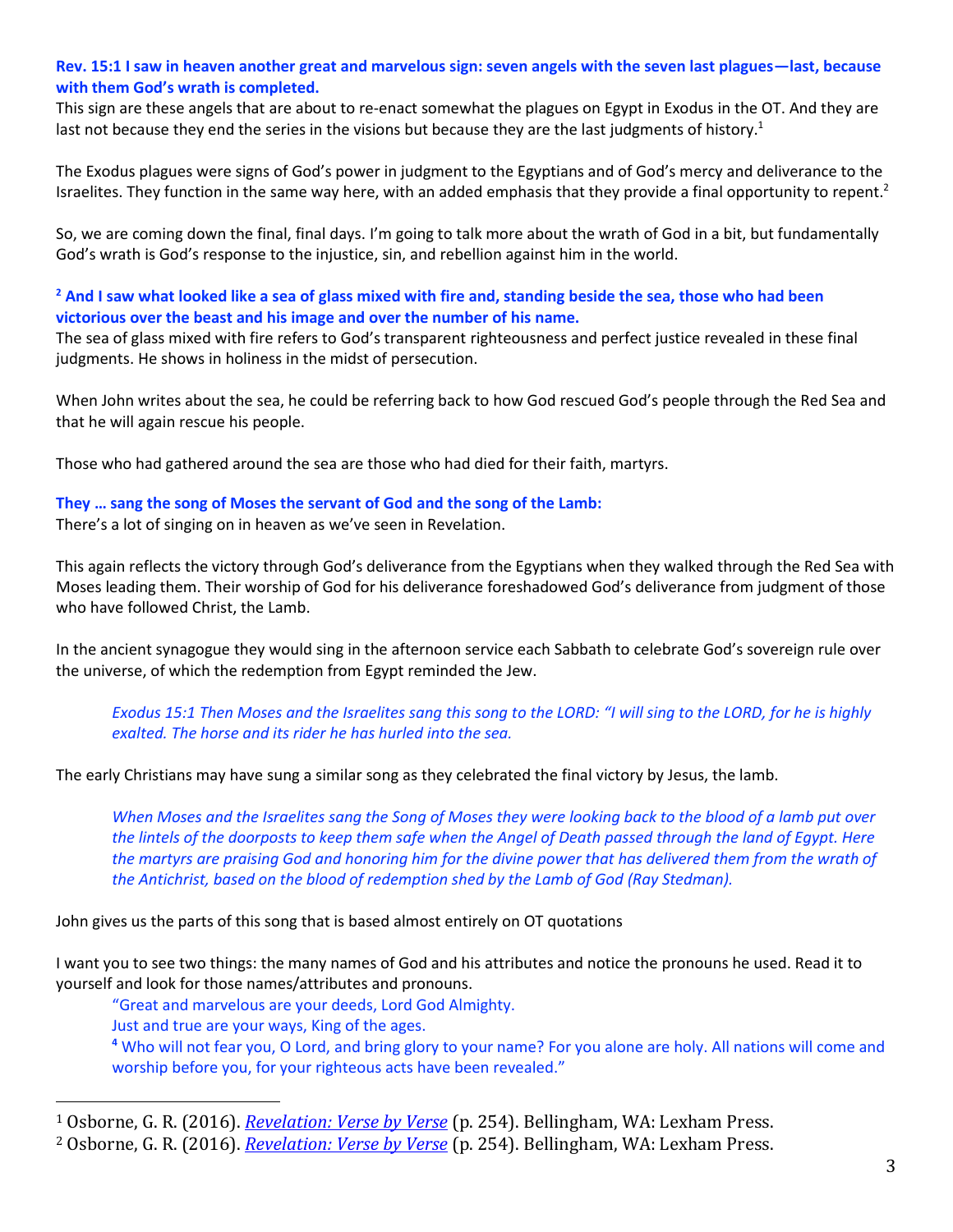**Rev. 15:1 I saw in heaven another great and marvelous sign: seven angels with the seven last plagues—last, because with them God's wrath is completed.**

This sign are these angels that are about to re-enact somewhat the plagues on Egypt in Exodus in the OT. And they are last not because they end the series in the visions but because they are the last judgments of history.[1]

The Exodus plagues were signs of God's power in judgment to the Egyptians and of God's mercy and deliverance to the Israelites. They function in the same way here, with an added emphasis that they provide a final opportunity to repent.[2]

So, we are coming down the final, final days. I'm going to talk more about the wrath of God in a bit, but fundamentally God's wrath is God's response to the injustice, sin, and rebellion against him in the world.

**[2] And I saw what looked like a sea of glass mixed with fire and, standing beside the sea, those who had been victorious over the beast and his image and over the number of his name.**

The sea of glass mixed with fire refers to God's transparent righteousness and perfect justice revealed in these final judgments. He shows in holiness in the midst of persecution.

When John writes about the sea, he could be referring back to how God rescued God's people through the Red Sea and that he will again rescue his people.

Those who had gathered around the sea are those who had died for their faith, martyrs.

**They … sang the song of Moses the servant of God and the song of the Lamb:**

There's a lot of singing on in heaven as we've seen in Revelation.

This again reflects the victory through God's deliverance from the Egyptians when they walked through the Red Sea with Moses leading them. Their worship of God for his deliverance foreshadowed God's deliverance from judgment of those who have followed Christ, the Lamb.

In the ancient synagogue they would sing in the afternoon service each Sabbath to celebrate God's sovereign rule over the universe, of which the redemption from Egypt reminded the Jew.

> *Exodus 15:1 Then Moses and the Israelites sang this song to the LORD: "I will sing to the LORD, for he is highly exalted. The horse and its rider he has hurled into the sea.*

The early Christians may have sung a similar song as they celebrated the final victory by Jesus, the lamb.

> *When Moses and the Israelites sang the Song of Moses they were looking back to the blood of a lamb put over the lintels of the doorposts to keep them safe when the Angel of Death passed through the land of Egypt. Here the martyrs are praising God and honoring him for the divine power that has delivered them from the wrath of the Antichrist, based on the blood of redemption shed by the Lamb of God (Ray Stedman).*

John gives us the parts of this song that is based almost entirely on OT quotations

I want you to see two things: the many names of God and his attributes and notice the pronouns he used. Read it to yourself and look for those names/attributes and pronouns.

> "Great and marvelous are your deeds, Lord God Almighty.
> Just and true are your ways, King of the ages.
> [4] Who will not fear you, O Lord, and bring glory to your name? For you alone are holy. All nations will come and worship before you, for your righteous acts have been revealed."

---

[1] Osborne, G. R. (2016). *Revelation: Verse by Verse* (p. 254). Bellingham, WA: Lexham Press.

[2] Osborne, G. R. (2016). *Revelation: Verse by Verse* (p. 254). Bellingham, WA: Lexham Press.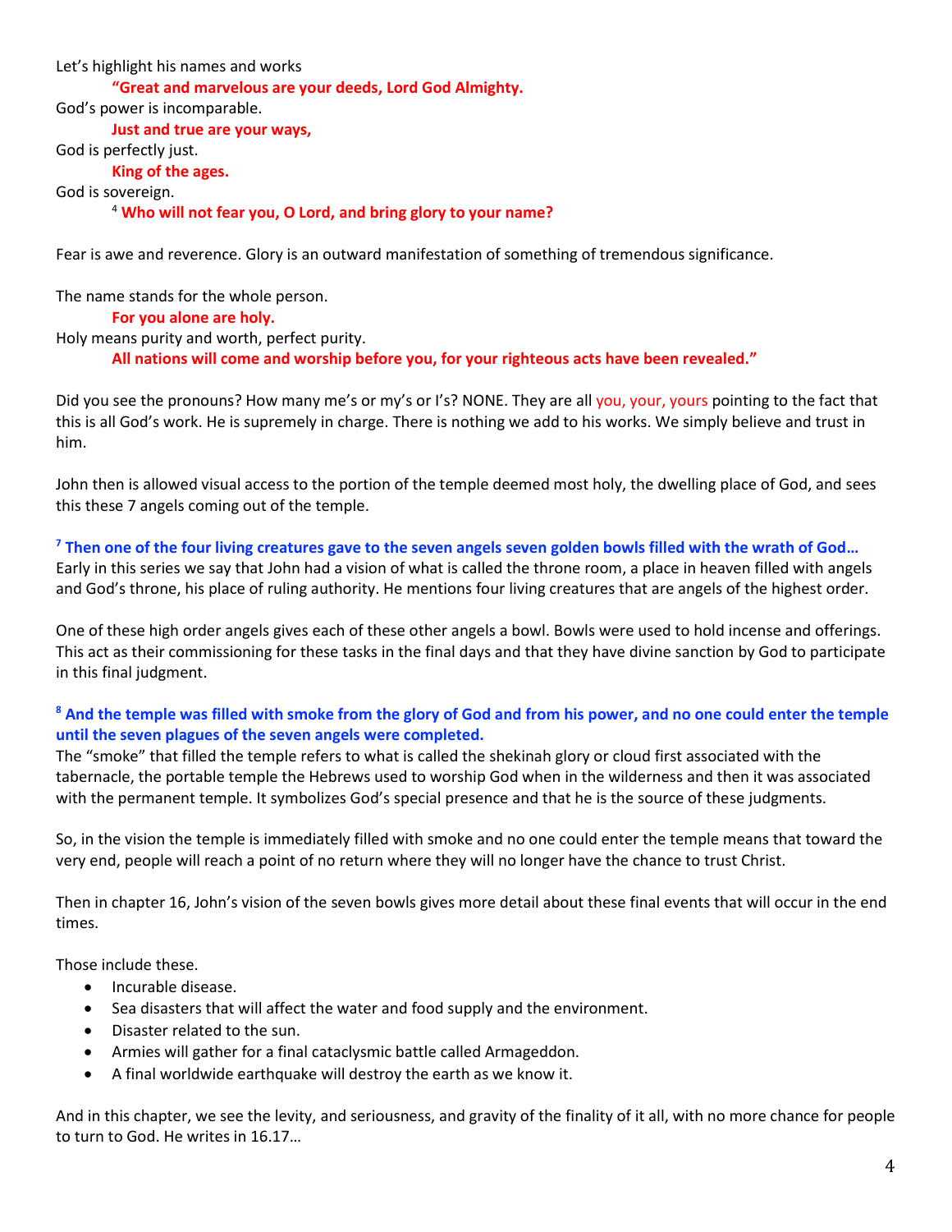Let's highlight his names and works

> **"Great and marvelous are your deeds, Lord God Almighty.**

God's power is incomparable.

> **Just and true are your ways,**

God is perfectly just.

> **King of the ages.**

God is sovereign.

> [4] **Who will not fear you, O Lord, and bring glory to your name?**

Fear is awe and reverence. Glory is an outward manifestation of something of tremendous significance.

The name stands for the whole person.

> **For you alone are holy.**

Holy means purity and worth, perfect purity.

> **All nations will come and worship before you, for your righteous acts have been revealed."**

Did you see the pronouns? How many me's or my's or I's? NONE. They are all you, your, yours pointing to the fact that this is all God's work. He is supremely in charge. There is nothing we add to his works. We simply believe and trust in him.

John then is allowed visual access to the portion of the temple deemed most holy, the dwelling place of God, and sees this these 7 angels coming out of the temple.

**[7] Then one of the four living creatures gave to the seven angels seven golden bowls filled with the wrath of God…**
Early in this series we say that John had a vision of what is called the throne room, a place in heaven filled with angels and God's throne, his place of ruling authority. He mentions four living creatures that are angels of the highest order.

One of these high order angels gives each of these other angels a bowl. Bowls were used to hold incense and offerings. This act as their commissioning for these tasks in the final days and that they have divine sanction by God to participate in this final judgment.

**[8] And the temple was filled with smoke from the glory of God and from his power, and no one could enter the temple until the seven plagues of the seven angels were completed.**
The "smoke" that filled the temple refers to what is called the shekinah glory or cloud first associated with the tabernacle, the portable temple the Hebrews used to worship God when in the wilderness and then it was associated with the permanent temple. It symbolizes God's special presence and that he is the source of these judgments.

So, in the vision the temple is immediately filled with smoke and no one could enter the temple means that toward the very end, people will reach a point of no return where they will no longer have the chance to trust Christ.

Then in chapter 16, John's vision of the seven bowls gives more detail about these final events that will occur in the end times.

Those include these.

- Incurable disease.
- Sea disasters that will affect the water and food supply and the environment.
- Disaster related to the sun.
- Armies will gather for a final cataclysmic battle called Armageddon.
- A final worldwide earthquake will destroy the earth as we know it.

And in this chapter, we see the levity, and seriousness, and gravity of the finality of it all, with no more chance for people to turn to God. He writes in 16.17…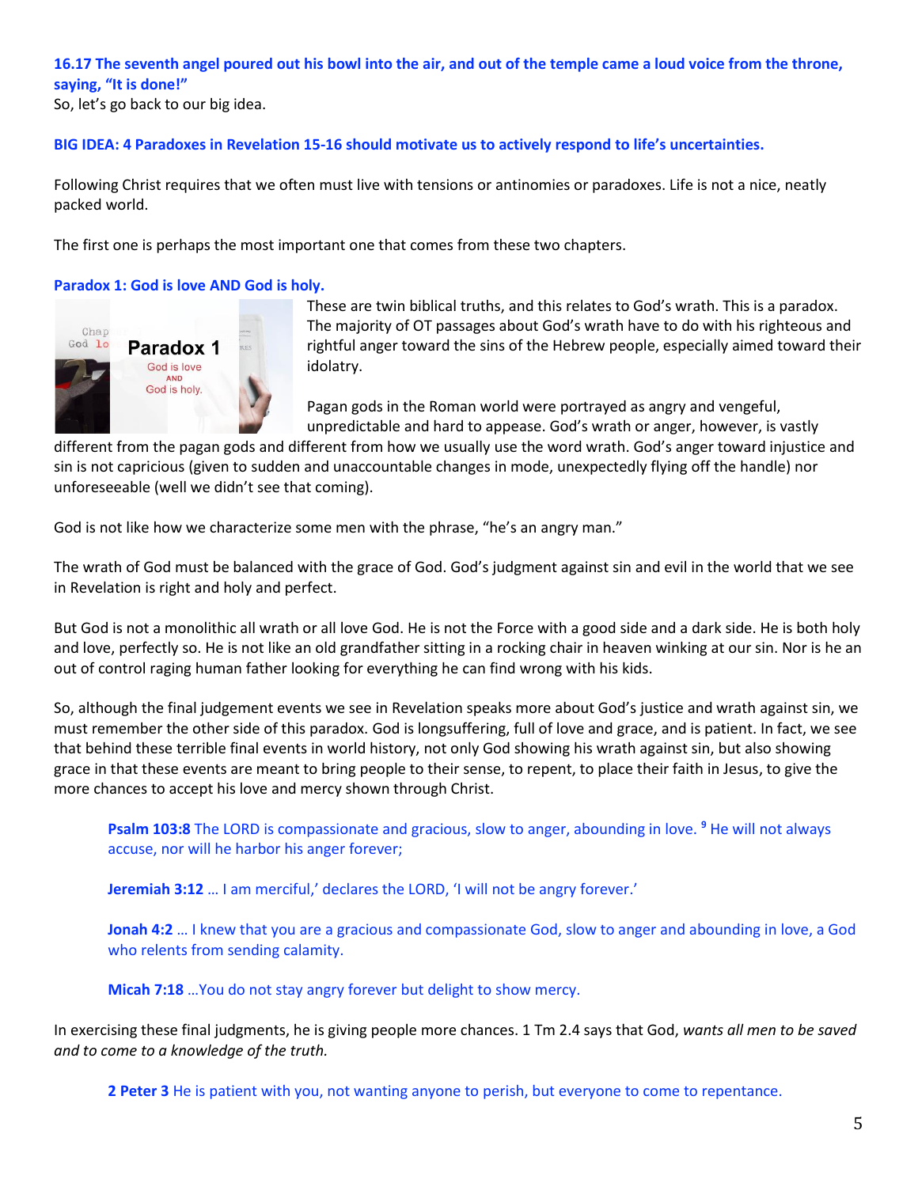**16.17 The seventh angel poured out his bowl into the air, and out of the temple came a loud voice from the throne, saying, "It is done!"**

So, let's go back to our big idea.

**BIG IDEA: 4 Paradoxes in Revelation 15-16 should motivate us to actively respond to life's uncertainties.**

Following Christ requires that we often must live with tensions or antinomies or paradoxes. Life is not a nice, neatly packed world.

The first one is perhaps the most important one that comes from these two chapters.

**Paradox 1: God is love AND God is holy.**

These are twin biblical truths, and this relates to God's wrath. This is a paradox. The majority of OT passages about God's wrath have to do with his righteous and rightful anger toward the sins of the Hebrew people, especially aimed toward their idolatry.

Pagan gods in the Roman world were portrayed as angry and vengeful, unpredictable and hard to appease. God's wrath or anger, however, is vastly different from the pagan gods and different from how we usually use the word wrath. God's anger toward injustice and sin is not capricious (given to sudden and unaccountable changes in mode, unexpectedly flying off the handle) nor unforeseeable (well we didn't see that coming).

God is not like how we characterize some men with the phrase, "he's an angry man."

The wrath of God must be balanced with the grace of God. God's judgment against sin and evil in the world that we see in Revelation is right and holy and perfect.

But God is not a monolithic all wrath or all love God. He is not the Force with a good side and a dark side. He is both holy and love, perfectly so. He is not like an old grandfather sitting in a rocking chair in heaven winking at our sin. Nor is he an out of control raging human father looking for everything he can find wrong with his kids.

So, although the final judgement events we see in Revelation speaks more about God's justice and wrath against sin, we must remember the other side of this paradox. God is longsuffering, full of love and grace, and is patient. In fact, we see that behind these terrible final events in world history, not only God showing his wrath against sin, but also showing grace in that these events are meant to bring people to their sense, to repent, to place their faith in Jesus, to give the more chances to accept his love and mercy shown through Christ.

> **Psalm 103:8** The LORD is compassionate and gracious, slow to anger, abounding in love. [9] He will not always accuse, nor will he harbor his anger forever;
>
> **Jeremiah 3:12** … I am merciful,' declares the LORD, 'I will not be angry forever.'
>
> **Jonah 4:2** … I knew that you are a gracious and compassionate God, slow to anger and abounding in love, a God who relents from sending calamity.
>
> **Micah 7:18** …You do not stay angry forever but delight to show mercy.

In exercising these final judgments, he is giving people more chances. 1 Tm 2.4 says that God, *wants all men to be saved and to come to a knowledge of the truth.*

> **2 Peter 3** He is patient with you, not wanting anyone to perish, but everyone to come to repentance.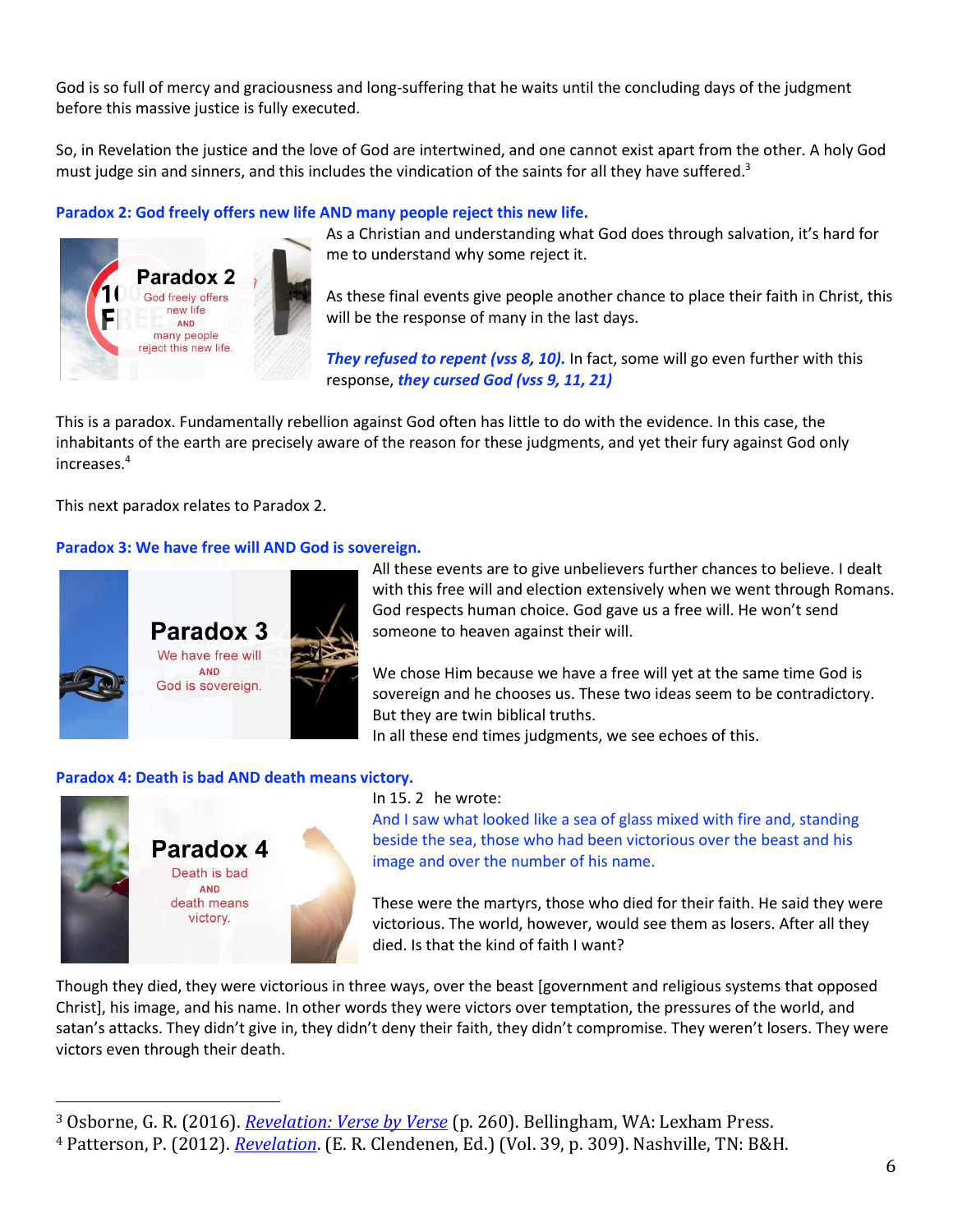God is so full of mercy and graciousness and long-suffering that he waits until the concluding days of the judgment before this massive justice is fully executed.

So, in Revelation the justice and the love of God are intertwined, and one cannot exist apart from the other. A holy God must judge sin and sinners, and this includes the vindication of the saints for all they have suffered.[3]

### Paradox 2: God freely offers new life AND many people reject this new life.

As a Christian and understanding what God does through salvation, it's hard for me to understand why some reject it.

As these final events give people another chance to place their faith in Christ, this will be the response of many in the last days.

***They refused to repent (vss 8, 10).*** In fact, some will go even further with this response, ***they cursed God (vss 9, 11, 21)***

This is a paradox. Fundamentally rebellion against God often has little to do with the evidence. In this case, the inhabitants of the earth are precisely aware of the reason for these judgments, and yet their fury against God only increases.[4]

This next paradox relates to Paradox 2.

### Paradox 3: We have free will AND God is sovereign.

All these events are to give unbelievers further chances to believe. I dealt with this free will and election extensively when we went through Romans. God respects human choice. God gave us a free will. He won't send someone to heaven against their will.

We chose Him because we have a free will yet at the same time God is sovereign and he chooses us. These two ideas seem to be contradictory. But they are twin biblical truths.
In all these end times judgments, we see echoes of this.

### Paradox 4: Death is bad AND death means victory.

In 15. 2 he wrote:
And I saw what looked like a sea of glass mixed with fire and, standing beside the sea, those who had been victorious over the beast and his image and over the number of his name.

These were the martyrs, those who died for their faith. He said they were victorious. The world, however, would see them as losers. After all they died. Is that the kind of faith I want?

Though they died, they were victorious in three ways, over the beast [government and religious systems that opposed Christ], his image, and his name. In other words they were victors over temptation, the pressures of the world, and satan's attacks. They didn't give in, they didn't deny their faith, they didn't compromise. They weren't losers. They were victors even through their death.

---

[3] Osborne, G. R. (2016). *Revelation: Verse by Verse* (p. 260). Bellingham, WA: Lexham Press.
[4] Patterson, P. (2012). *Revelation*. (E. R. Clendenen, Ed.) (Vol. 39, p. 309). Nashville, TN: B&H.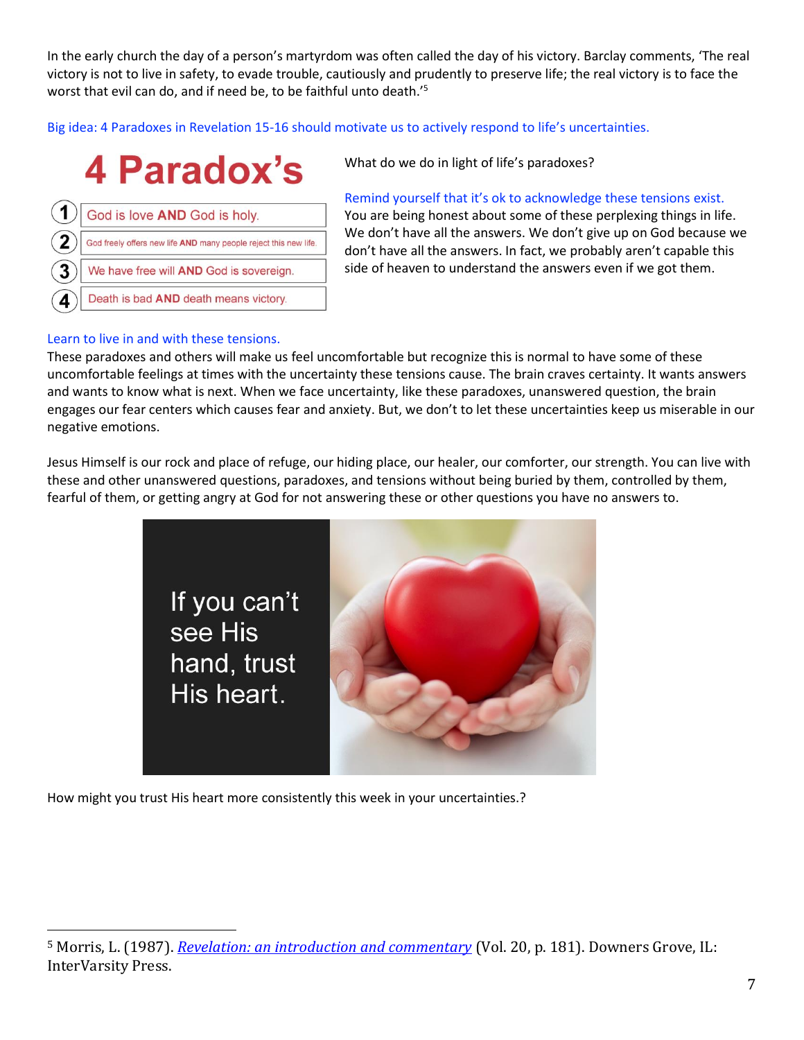In the early church the day of a person's martyrdom was often called the day of his victory. Barclay comments, 'The real victory is not to live in safety, to evade trouble, cautiously and prudently to preserve life; the real victory is to face the worst that evil can do, and if need be, to be faithful unto death.'[5]

Big idea: 4 Paradoxes in Revelation 15-16 should motivate us to actively respond to life's uncertainties.

## 4 Paradox's

1. God is love **AND** God is holy.
2. God freely offers new life **AND** many people reject this new life.
3. We have free will **AND** God is sovereign.
4. Death is bad **AND** death means victory.

What do we do in light of life's paradoxes?

Remind yourself that it's ok to acknowledge these tensions exist.
You are being honest about some of these perplexing things in life. We don't have all the answers. We don't give up on God because we don't have all the answers. In fact, we probably aren't capable this side of heaven to understand the answers even if we got them.

Learn to live in and with these tensions.
These paradoxes and others will make us feel uncomfortable but recognize this is normal to have some of these uncomfortable feelings at times with the uncertainty these tensions cause. The brain craves certainty. It wants answers and wants to know what is next. When we face uncertainty, like these paradoxes, unanswered question, the brain engages our fear centers which causes fear and anxiety. But, we don't to let these uncertainties keep us miserable in our negative emotions.

Jesus Himself is our rock and place of refuge, our hiding place, our healer, our comforter, our strength. You can live with these and other unanswered questions, paradoxes, and tensions without being buried by them, controlled by them, fearful of them, or getting angry at God for not answering these or other questions you have no answers to.

If you can't see His hand, trust His heart.

How might you trust His heart more consistently this week in your uncertainties.?

---

[5] Morris, L. (1987). *Revelation: an introduction and commentary* (Vol. 20, p. 181). Downers Grove, IL: InterVarsity Press.